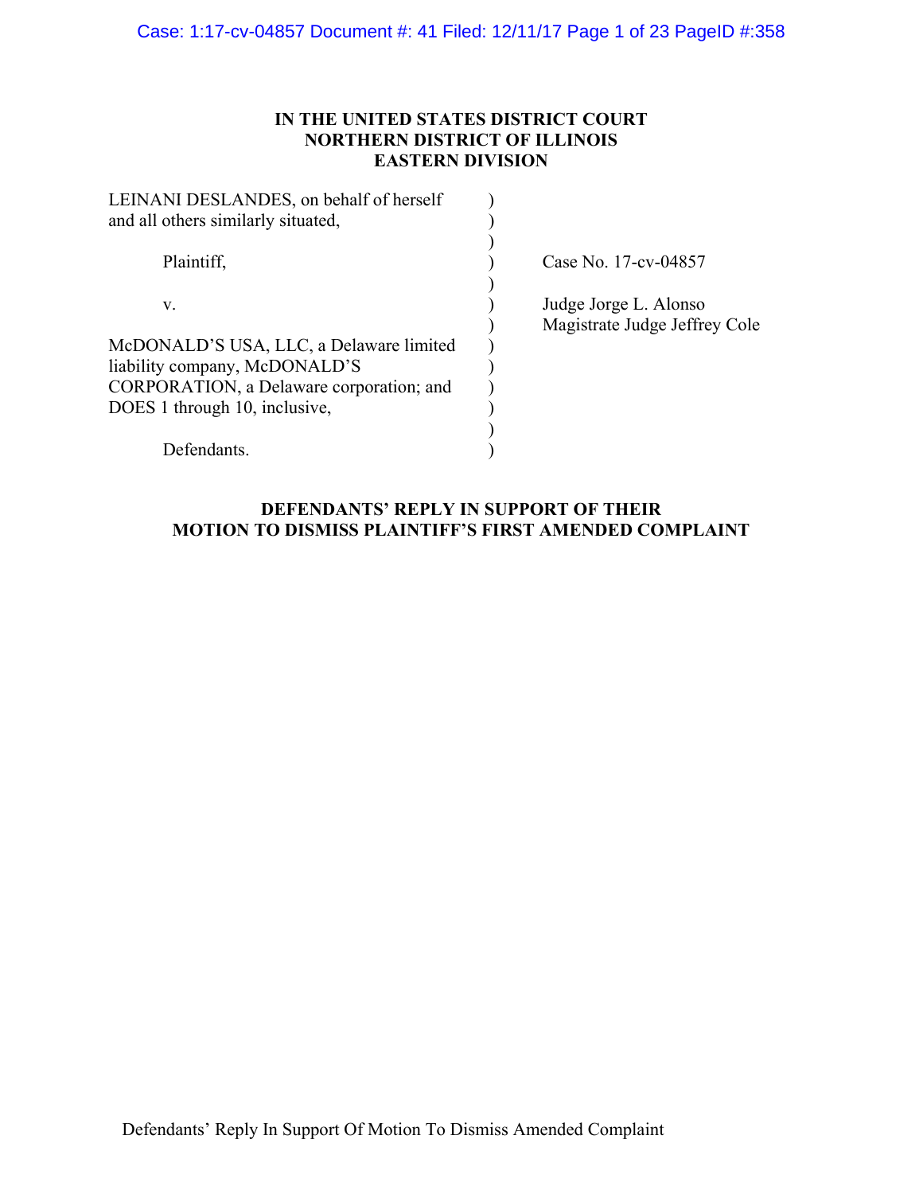**IN THE UNITED STATES DISTRICT COURT**
**NORTHERN DISTRICT OF ILLINOIS**
**EASTERN DIVISION**

| | | |
|---|---|---|
| LEINANI DESLANDES, on behalf of herself and all others similarly situated, | ) | |
| | ) | |
| Plaintiff, | ) | Case No. 17-cv-04857 |
| | ) | |
| v. | ) | Judge Jorge L. Alonso |
| | ) | Magistrate Judge Jeffrey Cole |
| McDONALD'S USA, LLC, a Delaware limited liability company, McDONALD'S CORPORATION, a Delaware corporation; and DOES 1 through 10, inclusive, | ) | |
| | ) | |
| Defendants. | ) | |

**DEFENDANTS' REPLY IN SUPPORT OF THEIR MOTION TO DISMISS PLAINTIFF'S FIRST AMENDED COMPLAINT**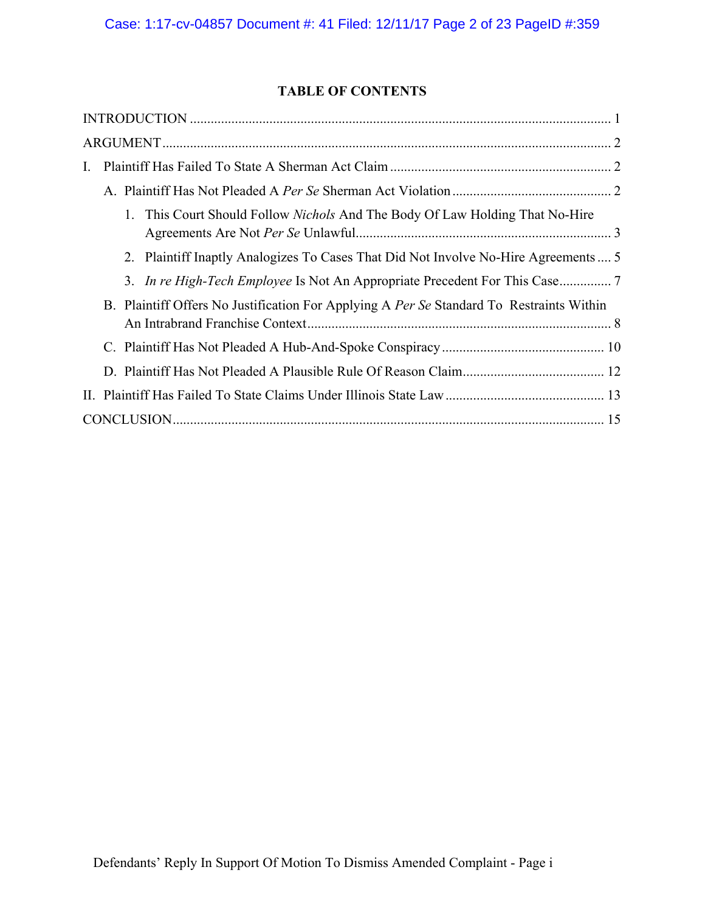## TABLE OF CONTENTS

INTRODUCTION ........................................................................................................................ 1

ARGUMENT ............................................................................................................................. 2

I. Plaintiff Has Failed To State A Sherman Act Claim ........................................................... 2

   A. Plaintiff Has Not Pleaded A *Per Se* Sherman Act Violation ........................................ 2

      1. This Court Should Follow *Nichols* And The Body Of Law Holding That No-Hire Agreements Are Not *Per Se* Unlawful ........................................................................ 3

      2. Plaintiff Inaptly Analogizes To Cases That Did Not Involve No-Hire Agreements .... 5

      3. *In re High-Tech Employee* Is Not An Appropriate Precedent For This Case ............... 7

   B. Plaintiff Offers No Justification For Applying A *Per Se* Standard To Restraints Within An Intrabrand Franchise Context ....................................................................................... 8

   C. Plaintiff Has Not Pleaded A Hub-And-Spoke Conspiracy .............................................. 10

   D. Plaintiff Has Not Pleaded A Plausible Rule Of Reason Claim ......................................... 12

II. Plaintiff Has Failed To State Claims Under Illinois State Law ............................................ 13

CONCLUSION ........................................................................................................................... 15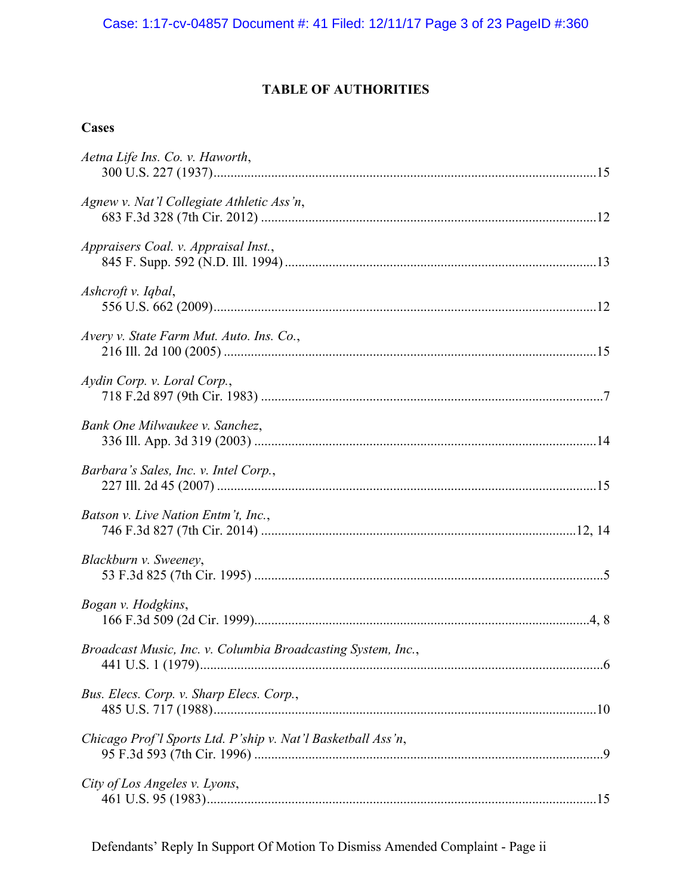## TABLE OF AUTHORITIES

### Cases

*Aetna Life Ins. Co. v. Haworth*,
300 U.S. 227 (1937)....................15

*Agnew v. Nat'l Collegiate Athletic Ass'n*,
683 F.3d 328 (7th Cir. 2012)....................12

*Appraisers Coal. v. Appraisal Inst.*,
845 F. Supp. 592 (N.D. Ill. 1994)....................13

*Ashcroft v. Iqbal*,
556 U.S. 662 (2009)....................12

*Avery v. State Farm Mut. Auto. Ins. Co.*,
216 Ill. 2d 100 (2005)....................15

*Aydin Corp. v. Loral Corp.*,
718 F.2d 897 (9th Cir. 1983)....................7

*Bank One Milwaukee v. Sanchez*,
336 Ill. App. 3d 319 (2003)....................14

*Barbara's Sales, Inc. v. Intel Corp.*,
227 Ill. 2d 45 (2007)....................15

*Batson v. Live Nation Entm't, Inc.*,
746 F.3d 827 (7th Cir. 2014)....................12, 14

*Blackburn v. Sweeney*,
53 F.3d 825 (7th Cir. 1995)....................5

*Bogan v. Hodgkins*,
166 F.3d 509 (2d Cir. 1999)....................4, 8

*Broadcast Music, Inc. v. Columbia Broadcasting System, Inc.*,
441 U.S. 1 (1979)....................6

*Bus. Elecs. Corp. v. Sharp Elecs. Corp.*,
485 U.S. 717 (1988)....................10

*Chicago Prof'l Sports Ltd. P'ship v. Nat'l Basketball Ass'n*,
95 F.3d 593 (7th Cir. 1996)....................9

*City of Los Angeles v. Lyons*,
461 U.S. 95 (1983)....................15

Defendants' Reply In Support Of Motion To Dismiss Amended Complaint - Page ii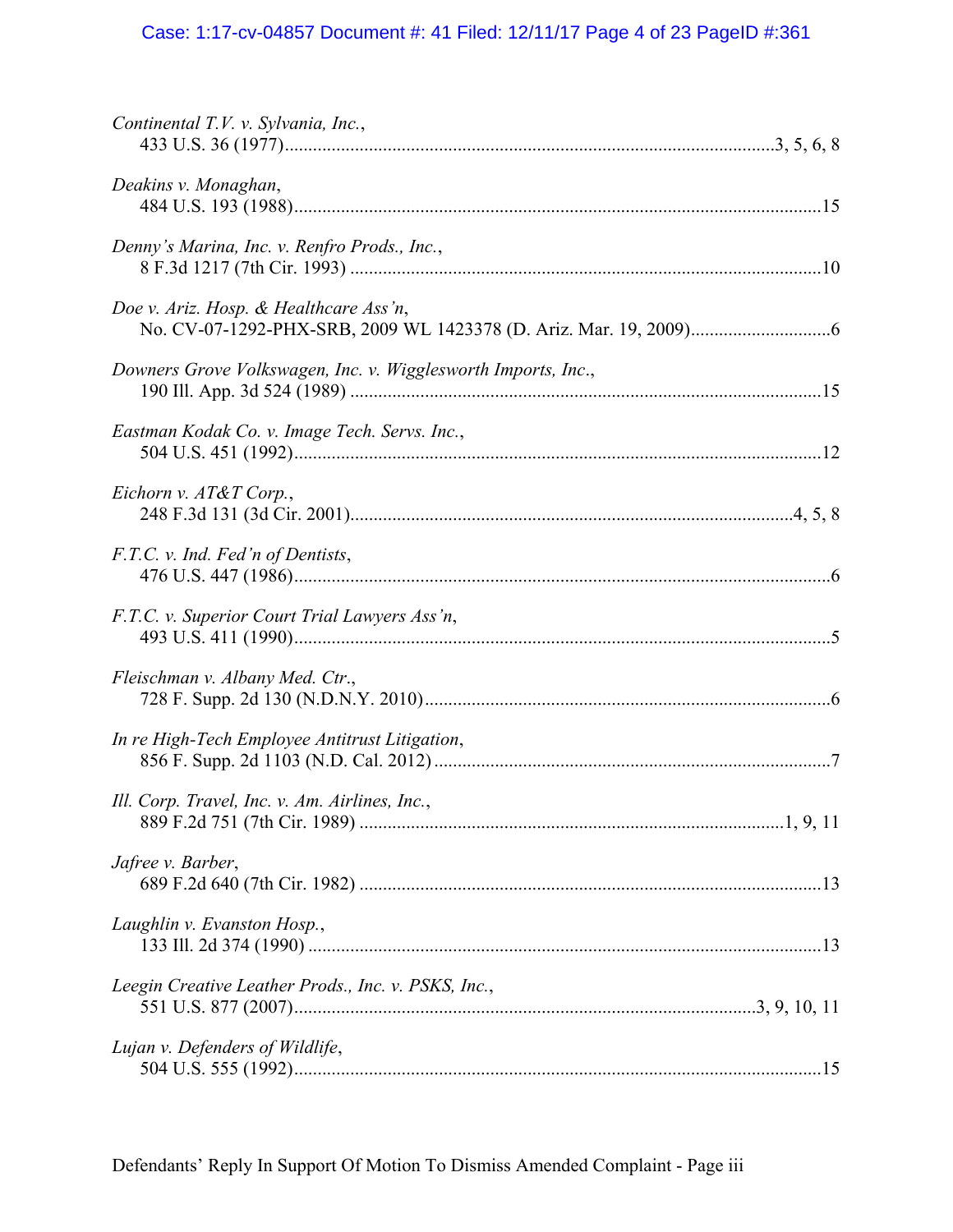*Continental T.V. v. Sylvania, Inc.*,
433 U.S. 36 (1977)..........3, 5, 6, 8

*Deakins v. Monaghan*,
484 U.S. 193 (1988)..........15

*Denny's Marina, Inc. v. Renfro Prods., Inc.*,
8 F.3d 1217 (7th Cir. 1993)..........10

*Doe v. Ariz. Hosp. & Healthcare Ass'n*,
No. CV-07-1292-PHX-SRB, 2009 WL 1423378 (D. Ariz. Mar. 19, 2009)..........6

*Downers Grove Volkswagen, Inc. v. Wigglesworth Imports, Inc.*,
190 Ill. App. 3d 524 (1989)..........15

*Eastman Kodak Co. v. Image Tech. Servs. Inc.*,
504 U.S. 451 (1992)..........12

*Eichorn v. AT&T Corp.*,
248 F.3d 131 (3d Cir. 2001)..........4, 5, 8

*F.T.C. v. Ind. Fed'n of Dentists*,
476 U.S. 447 (1986)..........6

*F.T.C. v. Superior Court Trial Lawyers Ass'n*,
493 U.S. 411 (1990)..........5

*Fleischman v. Albany Med. Ctr.*,
728 F. Supp. 2d 130 (N.D.N.Y. 2010)..........6

*In re High-Tech Employee Antitrust Litigation*,
856 F. Supp. 2d 1103 (N.D. Cal. 2012)..........7

*Ill. Corp. Travel, Inc. v. Am. Airlines, Inc.*,
889 F.2d 751 (7th Cir. 1989)..........1, 9, 11

*Jafree v. Barber*,
689 F.2d 640 (7th Cir. 1982)..........13

*Laughlin v. Evanston Hosp.*,
133 Ill. 2d 374 (1990)..........13

*Leegin Creative Leather Prods., Inc. v. PSKS, Inc.*,
551 U.S. 877 (2007)..........3, 9, 10, 11

*Lujan v. Defenders of Wildlife*,
504 U.S. 555 (1992)..........15

Defendants' Reply In Support Of Motion To Dismiss Amended Complaint - Page iii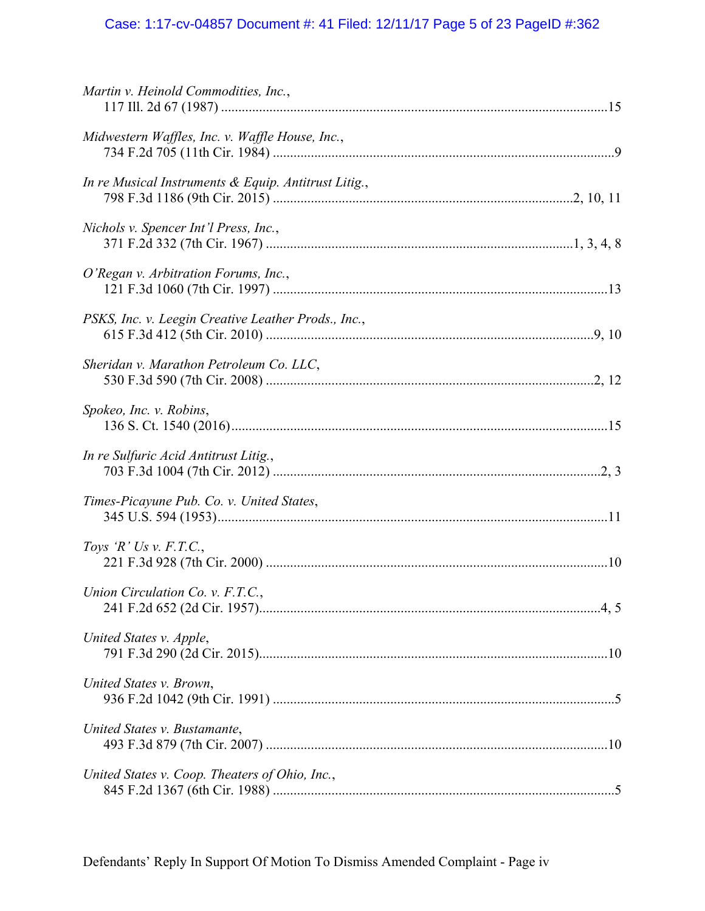*Martin v. Heinold Commodities, Inc.*,
117 Ill. 2d 67 (1987) ....................................................................................................15

*Midwestern Waffles, Inc. v. Waffle House, Inc.*,
734 F.2d 705 (11th Cir. 1984) ..........................................................................................9

*In re Musical Instruments & Equip. Antitrust Litig.*,
798 F.3d 1186 (9th Cir. 2015) ..................................................................................2, 10, 11

*Nichols v. Spencer Int'l Press, Inc.*,
371 F.2d 332 (7th Cir. 1967) ......................................................................................1, 3, 4, 8

*O'Regan v. Arbitration Forums, Inc.*,
121 F.3d 1060 (7th Cir. 1997) ........................................................................................13

*PSKS, Inc. v. Leegin Creative Leather Prods., Inc.*,
615 F.3d 412 (5th Cir. 2010) ......................................................................................9, 10

*Sheridan v. Marathon Petroleum Co. LLC*,
530 F.3d 590 (7th Cir. 2008) ......................................................................................2, 12

*Spokeo, Inc. v. Robins*,
136 S. Ct. 1540 (2016).....................................................................................................15

*In re Sulfuric Acid Antitrust Litig.*,
703 F.3d 1004 (7th Cir. 2012) ......................................................................................2, 3

*Times-Picayune Pub. Co. v. United States*,
345 U.S. 594 (1953).........................................................................................................11

*Toys 'R' Us v. F.T.C.*,
221 F.3d 928 (7th Cir. 2000) ..........................................................................................10

*Union Circulation Co. v. F.T.C.*,
241 F.2d 652 (2d Cir. 1957)..........................................................................................4, 5

*United States v. Apple*,
791 F.3d 290 (2d Cir. 2015)............................................................................................10

*United States v. Brown*,
936 F.2d 1042 (9th Cir. 1991) ..........................................................................................5

*United States v. Bustamante*,
493 F.3d 879 (7th Cir. 2007) ..........................................................................................10

*United States v. Coop. Theaters of Ohio, Inc.*,
845 F.2d 1367 (6th Cir. 1988) ..........................................................................................5

Defendants' Reply In Support Of Motion To Dismiss Amended Complaint - Page iv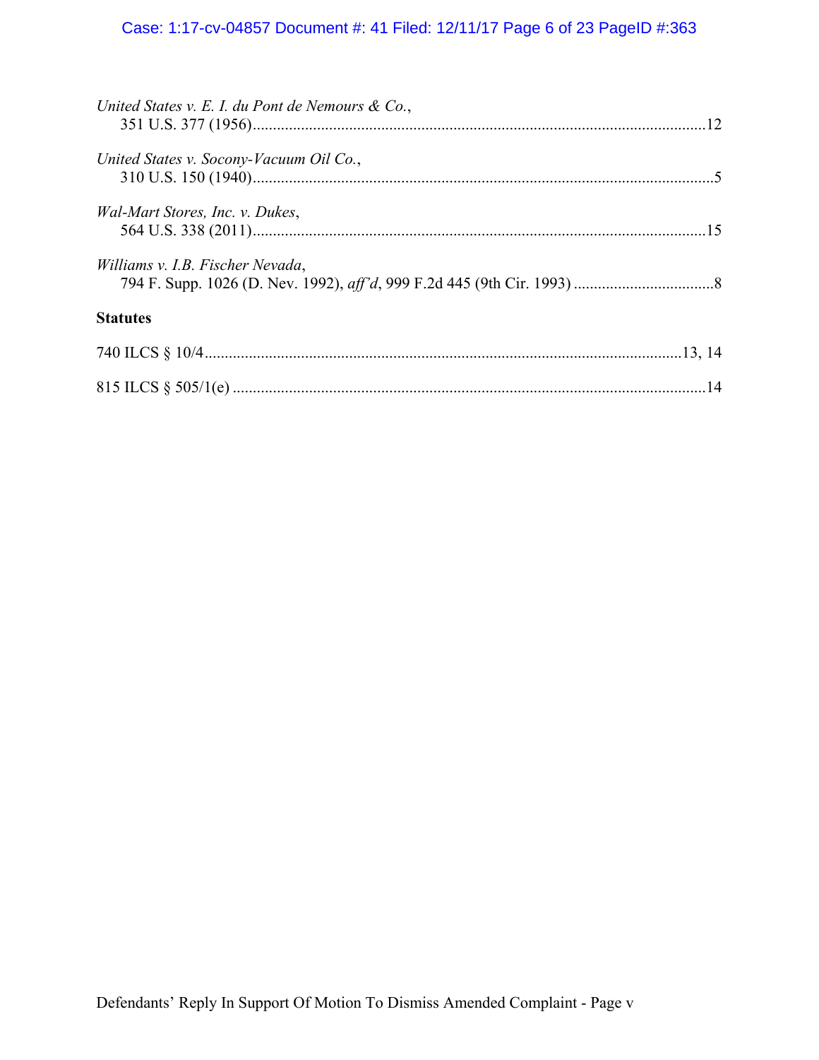*United States v. E. I. du Pont de Nemours & Co.*,
351 U.S. 377 (1956)....................................................................................................12

*United States v. Socony-Vacuum Oil Co.*,
310 U.S. 150 (1940)......................................................................................................5

*Wal-Mart Stores, Inc. v. Dukes*,
564 U.S. 338 (2011)....................................................................................................15

*Williams v. I.B. Fischer Nevada*,
794 F. Supp. 1026 (D. Nev. 1992), *aff'd*, 999 F.2d 445 (9th Cir. 1993) ...................................8

**Statutes**

740 ILCS § 10/4.......................................................................................................13, 14

815 ILCS § 505/1(e) .....................................................................................................14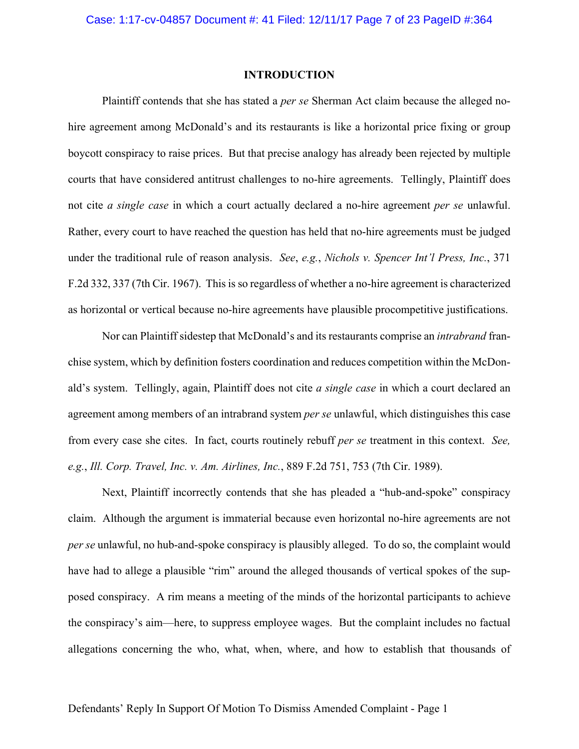# INTRODUCTION

Plaintiff contends that she has stated a *per se* Sherman Act claim because the alleged no-hire agreement among McDonald's and its restaurants is like a horizontal price fixing or group boycott conspiracy to raise prices. But that precise analogy has already been rejected by multiple courts that have considered antitrust challenges to no-hire agreements. Tellingly, Plaintiff does not cite *a single case* in which a court actually declared a no-hire agreement *per se* unlawful. Rather, every court to have reached the question has held that no-hire agreements must be judged under the traditional rule of reason analysis. *See*, *e.g.*, *Nichols v. Spencer Int'l Press, Inc.*, 371 F.2d 332, 337 (7th Cir. 1967). This is so regardless of whether a no-hire agreement is characterized as horizontal or vertical because no-hire agreements have plausible procompetitive justifications.

Nor can Plaintiff sidestep that McDonald's and its restaurants comprise an *intrabrand* franchise system, which by definition fosters coordination and reduces competition within the McDonald's system. Tellingly, again, Plaintiff does not cite *a single case* in which a court declared an agreement among members of an intrabrand system *per se* unlawful, which distinguishes this case from every case she cites. In fact, courts routinely rebuff *per se* treatment in this context. *See, e.g.*, *Ill. Corp. Travel, Inc. v. Am. Airlines, Inc.*, 889 F.2d 751, 753 (7th Cir. 1989).

Next, Plaintiff incorrectly contends that she has pleaded a "hub-and-spoke" conspiracy claim. Although the argument is immaterial because even horizontal no-hire agreements are not *per se* unlawful, no hub-and-spoke conspiracy is plausibly alleged. To do so, the complaint would have had to allege a plausible "rim" around the alleged thousands of vertical spokes of the supposed conspiracy. A rim means a meeting of the minds of the horizontal participants to achieve the conspiracy's aim—here, to suppress employee wages. But the complaint includes no factual allegations concerning the who, what, when, where, and how to establish that thousands of

Defendants' Reply In Support Of Motion To Dismiss Amended Complaint - Page 1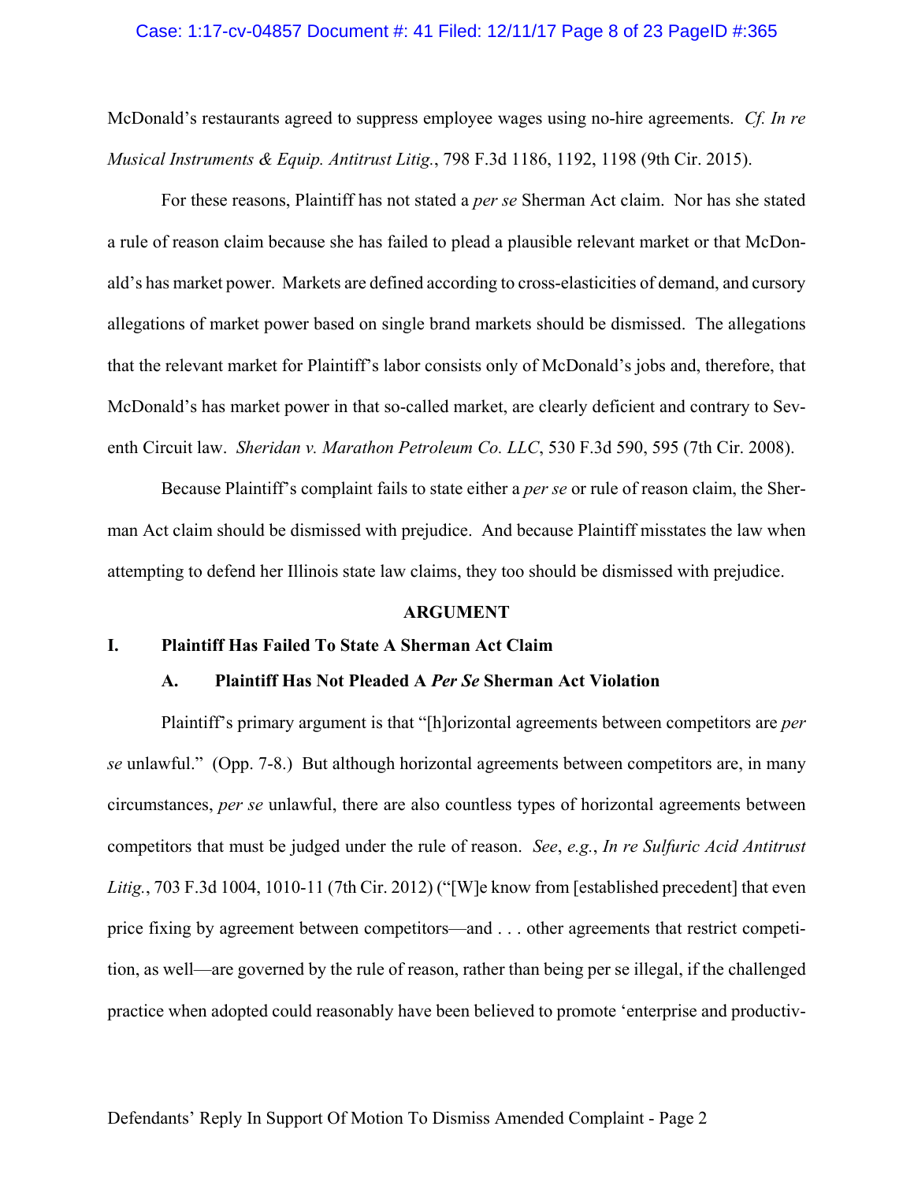McDonald's restaurants agreed to suppress employee wages using no-hire agreements. *Cf. In re Musical Instruments & Equip. Antitrust Litig.*, 798 F.3d 1186, 1192, 1198 (9th Cir. 2015).

For these reasons, Plaintiff has not stated a *per se* Sherman Act claim. Nor has she stated a rule of reason claim because she has failed to plead a plausible relevant market or that McDonald's has market power. Markets are defined according to cross-elasticities of demand, and cursory allegations of market power based on single brand markets should be dismissed. The allegations that the relevant market for Plaintiff's labor consists only of McDonald's jobs and, therefore, that McDonald's has market power in that so-called market, are clearly deficient and contrary to Seventh Circuit law. *Sheridan v. Marathon Petroleum Co. LLC*, 530 F.3d 590, 595 (7th Cir. 2008).

Because Plaintiff's complaint fails to state either a *per se* or rule of reason claim, the Sherman Act claim should be dismissed with prejudice. And because Plaintiff misstates the law when attempting to defend her Illinois state law claims, they too should be dismissed with prejudice.

## ARGUMENT

### I. Plaintiff Has Failed To State A Sherman Act Claim

#### A. Plaintiff Has Not Pleaded A *Per Se* Sherman Act Violation

Plaintiff's primary argument is that "[h]orizontal agreements between competitors are *per se* unlawful." (Opp. 7-8.) But although horizontal agreements between competitors are, in many circumstances, *per se* unlawful, there are also countless types of horizontal agreements between competitors that must be judged under the rule of reason. *See*, *e.g.*, *In re Sulfuric Acid Antitrust Litig.*, 703 F.3d 1004, 1010-11 (7th Cir. 2012) ("[W]e know from [established precedent] that even price fixing by agreement between competitors—and . . . other agreements that restrict competition, as well—are governed by the rule of reason, rather than being per se illegal, if the challenged practice when adopted could reasonably have been believed to promote 'enterprise and productiv-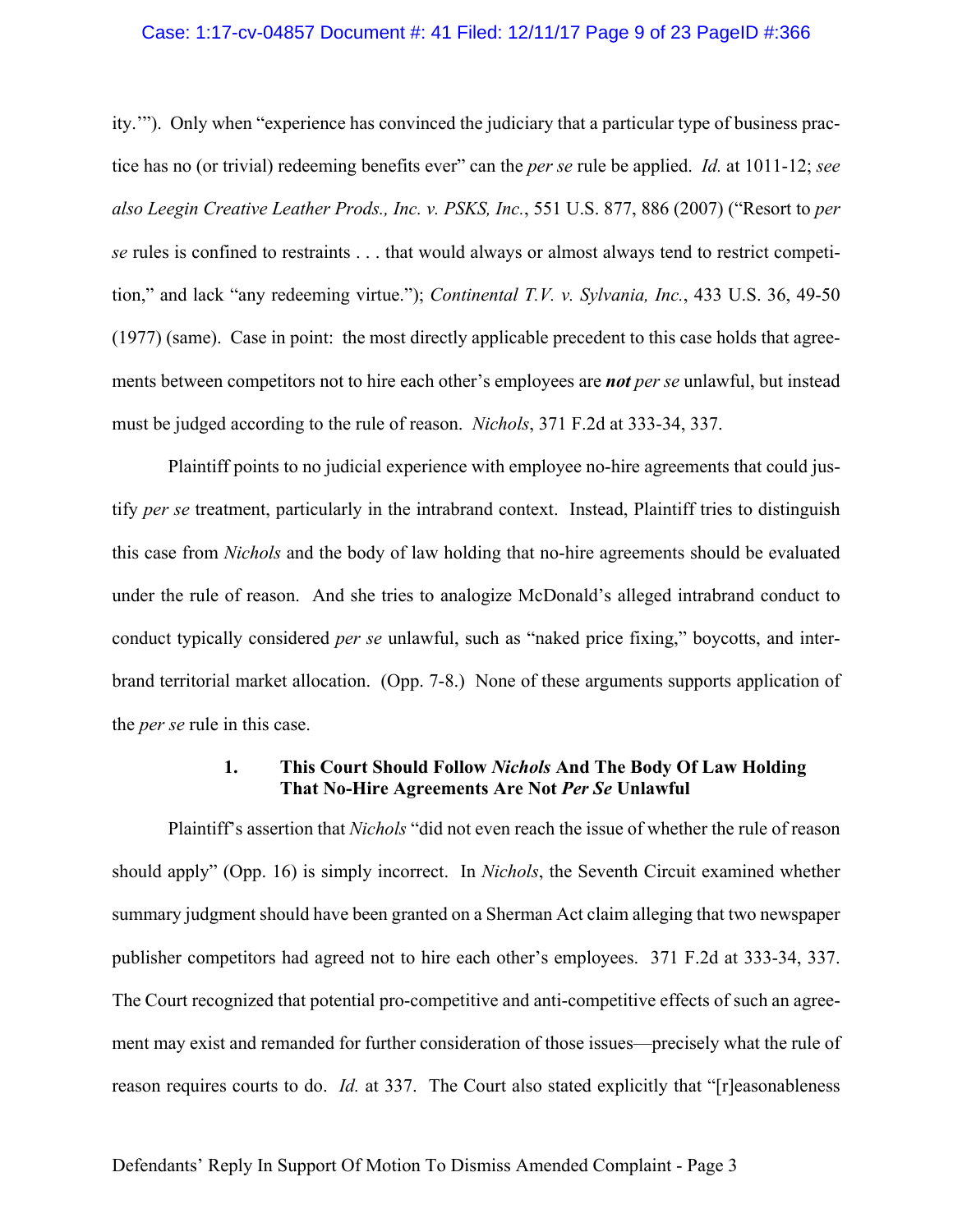ity.'"). Only when "experience has convinced the judiciary that a particular type of business practice has no (or trivial) redeeming benefits ever" can the *per se* rule be applied. *Id.* at 1011-12; *see also Leegin Creative Leather Prods., Inc. v. PSKS, Inc.*, 551 U.S. 877, 886 (2007) ("Resort to *per se* rules is confined to restraints . . . that would always or almost always tend to restrict competition," and lack "any redeeming virtue."); *Continental T.V. v. Sylvania, Inc.*, 433 U.S. 36, 49-50 (1977) (same). Case in point: the most directly applicable precedent to this case holds that agreements between competitors not to hire each other's employees are ***not*** *per se* unlawful, but instead must be judged according to the rule of reason. *Nichols*, 371 F.2d at 333-34, 337.

Plaintiff points to no judicial experience with employee no-hire agreements that could justify *per se* treatment, particularly in the intrabrand context. Instead, Plaintiff tries to distinguish this case from *Nichols* and the body of law holding that no-hire agreements should be evaluated under the rule of reason. And she tries to analogize McDonald's alleged intrabrand conduct to conduct typically considered *per se* unlawful, such as "naked price fixing," boycotts, and interbrand territorial market allocation. (Opp. 7-8.) None of these arguments supports application of the *per se* rule in this case.

### 1. This Court Should Follow *Nichols* And The Body Of Law Holding That No-Hire Agreements Are Not *Per Se* Unlawful

Plaintiff's assertion that *Nichols* "did not even reach the issue of whether the rule of reason should apply" (Opp. 16) is simply incorrect. In *Nichols*, the Seventh Circuit examined whether summary judgment should have been granted on a Sherman Act claim alleging that two newspaper publisher competitors had agreed not to hire each other's employees. 371 F.2d at 333-34, 337. The Court recognized that potential pro-competitive and anti-competitive effects of such an agreement may exist and remanded for further consideration of those issues—precisely what the rule of reason requires courts to do. *Id.* at 337. The Court also stated explicitly that "[r]easonableness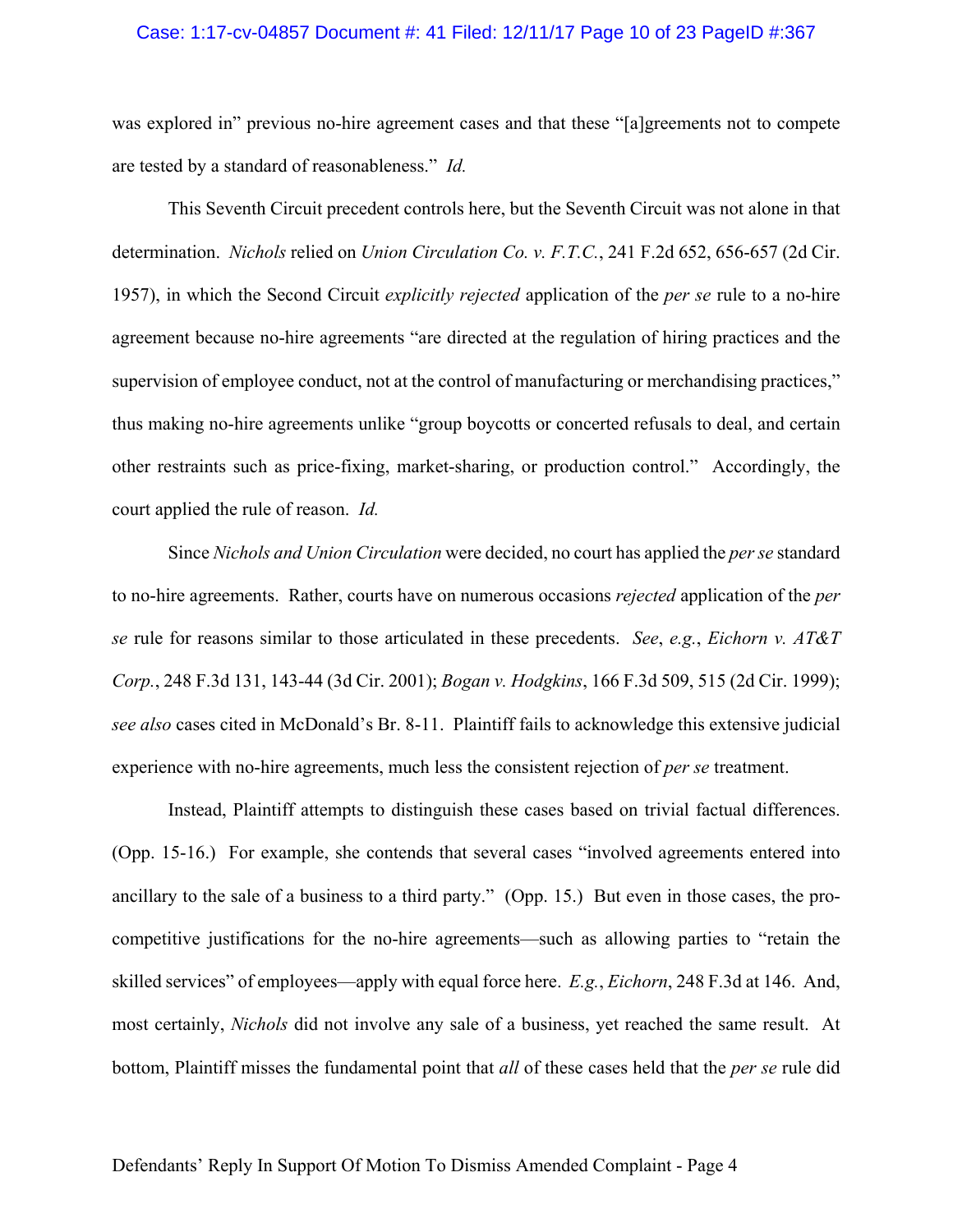was explored in" previous no-hire agreement cases and that these "[a]greements not to compete are tested by a standard of reasonableness." *Id.*

This Seventh Circuit precedent controls here, but the Seventh Circuit was not alone in that determination. *Nichols* relied on *Union Circulation Co. v. F.T.C.*, 241 F.2d 652, 656-657 (2d Cir. 1957), in which the Second Circuit *explicitly rejected* application of the *per se* rule to a no-hire agreement because no-hire agreements "are directed at the regulation of hiring practices and the supervision of employee conduct, not at the control of manufacturing or merchandising practices," thus making no-hire agreements unlike "group boycotts or concerted refusals to deal, and certain other restraints such as price-fixing, market-sharing, or production control." Accordingly, the court applied the rule of reason. *Id.*

Since *Nichols and Union Circulation* were decided, no court has applied the *per se* standard to no-hire agreements. Rather, courts have on numerous occasions *rejected* application of the *per se* rule for reasons similar to those articulated in these precedents. *See*, *e.g.*, *Eichorn v. AT&T Corp.*, 248 F.3d 131, 143-44 (3d Cir. 2001); *Bogan v. Hodgkins*, 166 F.3d 509, 515 (2d Cir. 1999); *see also* cases cited in McDonald's Br. 8-11. Plaintiff fails to acknowledge this extensive judicial experience with no-hire agreements, much less the consistent rejection of *per se* treatment.

Instead, Plaintiff attempts to distinguish these cases based on trivial factual differences. (Opp. 15-16.) For example, she contends that several cases "involved agreements entered into ancillary to the sale of a business to a third party." (Opp. 15.) But even in those cases, the pro-competitive justifications for the no-hire agreements—such as allowing parties to "retain the skilled services" of employees—apply with equal force here. *E.g.*, *Eichorn*, 248 F.3d at 146. And, most certainly, *Nichols* did not involve any sale of a business, yet reached the same result. At bottom, Plaintiff misses the fundamental point that *all* of these cases held that the *per se* rule did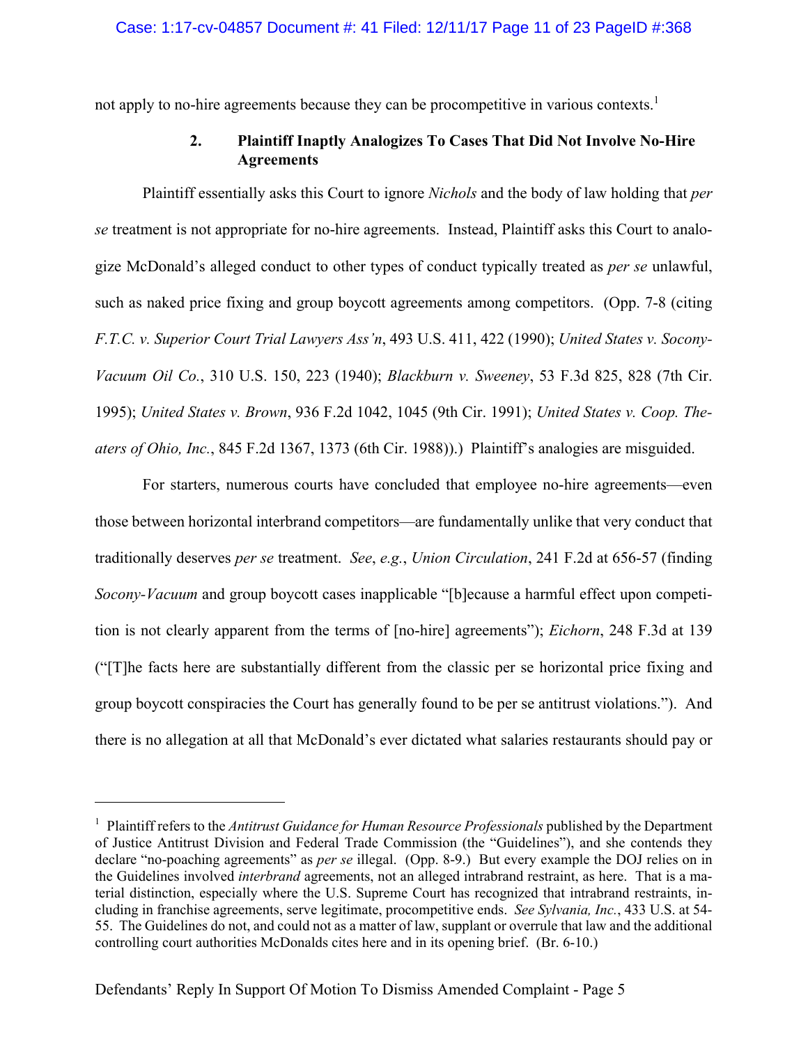not apply to no-hire agreements because they can be procompetitive in various contexts.[1]

### 2. Plaintiff Inaptly Analogizes To Cases That Did Not Involve No-Hire Agreements

Plaintiff essentially asks this Court to ignore *Nichols* and the body of law holding that *per se* treatment is not appropriate for no-hire agreements. Instead, Plaintiff asks this Court to analogize McDonald's alleged conduct to other types of conduct typically treated as *per se* unlawful, such as naked price fixing and group boycott agreements among competitors. (Opp. 7-8 (citing *F.T.C. v. Superior Court Trial Lawyers Ass'n*, 493 U.S. 411, 422 (1990); *United States v. Socony-Vacuum Oil Co.*, 310 U.S. 150, 223 (1940); *Blackburn v. Sweeney*, 53 F.3d 825, 828 (7th Cir. 1995); *United States v. Brown*, 936 F.2d 1042, 1045 (9th Cir. 1991); *United States v. Coop. Theaters of Ohio, Inc.*, 845 F.2d 1367, 1373 (6th Cir. 1988)).) Plaintiff's analogies are misguided.

For starters, numerous courts have concluded that employee no-hire agreements—even those between horizontal interbrand competitors—are fundamentally unlike that very conduct that traditionally deserves *per se* treatment. *See*, *e.g.*, *Union Circulation*, 241 F.2d at 656-57 (finding *Socony-Vacuum* and group boycott cases inapplicable "[b]ecause a harmful effect upon competition is not clearly apparent from the terms of [no-hire] agreements"); *Eichorn*, 248 F.3d at 139 ("[T]he facts here are substantially different from the classic per se horizontal price fixing and group boycott conspiracies the Court has generally found to be per se antitrust violations."). And there is no allegation at all that McDonald's ever dictated what salaries restaurants should pay or

---

[1] Plaintiff refers to the *Antitrust Guidance for Human Resource Professionals* published by the Department of Justice Antitrust Division and Federal Trade Commission (the "Guidelines"), and she contends they declare "no-poaching agreements" as *per se* illegal. (Opp. 8-9.) But every example the DOJ relies on in the Guidelines involved *interbrand* agreements, not an alleged intrabrand restraint, as here. That is a material distinction, especially where the U.S. Supreme Court has recognized that intrabrand restraints, including in franchise agreements, serve legitimate, procompetitive ends. *See Sylvania, Inc.*, 433 U.S. at 54-55. The Guidelines do not, and could not as a matter of law, supplant or overrule that law and the additional controlling court authorities McDonalds cites here and in its opening brief. (Br. 6-10.)

Defendants' Reply In Support Of Motion To Dismiss Amended Complaint - Page 5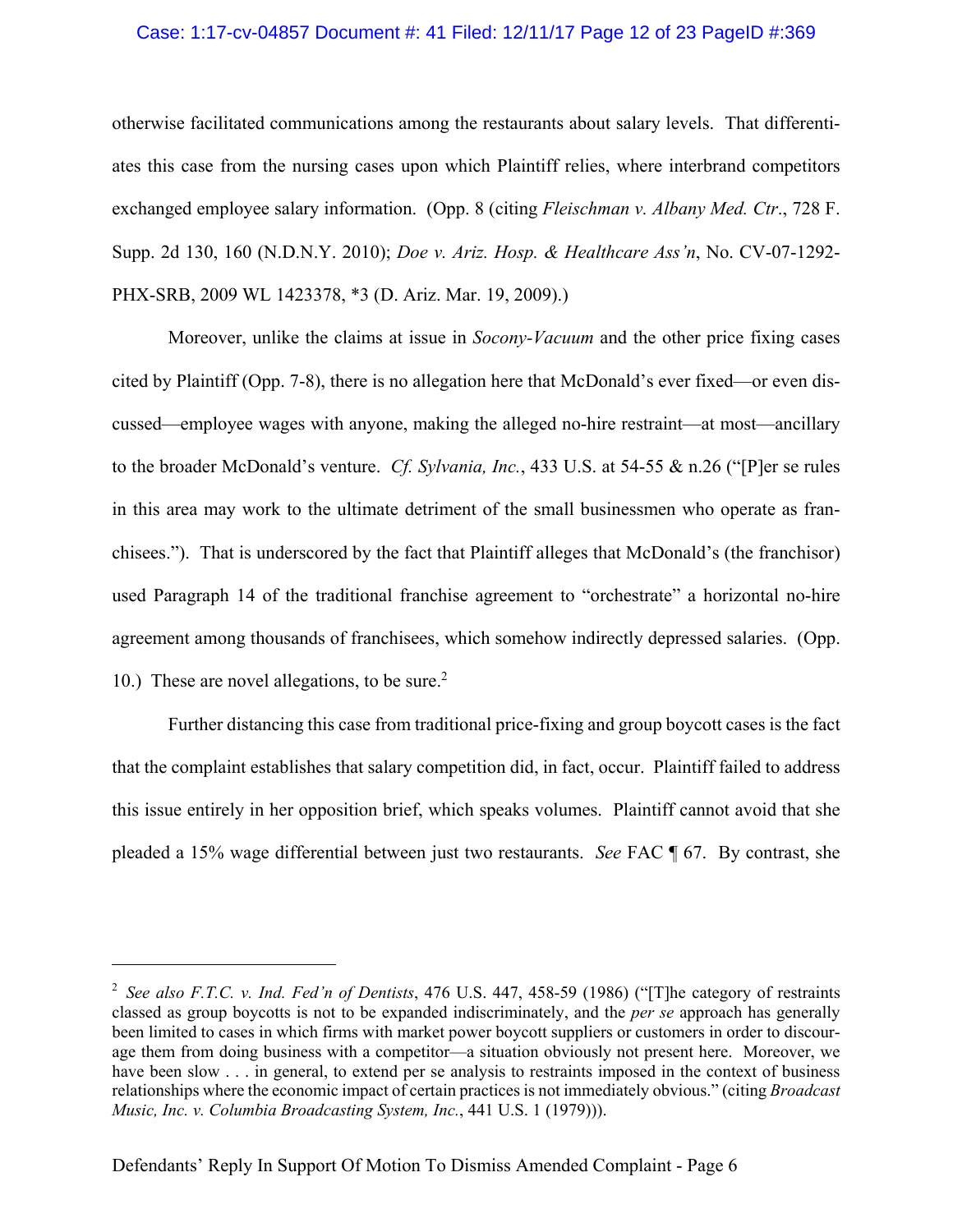otherwise facilitated communications among the restaurants about salary levels. That differentiates this case from the nursing cases upon which Plaintiff relies, where interbrand competitors exchanged employee salary information. (Opp. 8 (citing *Fleischman v. Albany Med. Ctr*., 728 F. Supp. 2d 130, 160 (N.D.N.Y. 2010); *Doe v. Ariz. Hosp. & Healthcare Ass'n*, No. CV-07-1292-PHX-SRB, 2009 WL 1423378, *3 (D. Ariz. Mar. 19, 2009).)

Moreover, unlike the claims at issue in *Socony-Vacuum* and the other price fixing cases cited by Plaintiff (Opp. 7-8), there is no allegation here that McDonald's ever fixed—or even discussed—employee wages with anyone, making the alleged no-hire restraint—at most—ancillary to the broader McDonald's venture. *Cf. Sylvania, Inc.*, 433 U.S. at 54-55 & n.26 ("[P]er se rules in this area may work to the ultimate detriment of the small businessmen who operate as franchisees."). That is underscored by the fact that Plaintiff alleges that McDonald's (the franchisor) used Paragraph 14 of the traditional franchise agreement to "orchestrate" a horizontal no-hire agreement among thousands of franchisees, which somehow indirectly depressed salaries. (Opp. 10.) These are novel allegations, to be sure.[2]

Further distancing this case from traditional price-fixing and group boycott cases is the fact that the complaint establishes that salary competition did, in fact, occur. Plaintiff failed to address this issue entirely in her opposition brief, which speaks volumes. Plaintiff cannot avoid that she pleaded a 15% wage differential between just two restaurants. *See* FAC ¶ 67. By contrast, she

---

[2] *See also F.T.C. v. Ind. Fed'n of Dentists*, 476 U.S. 447, 458-59 (1986) ("[T]he category of restraints classed as group boycotts is not to be expanded indiscriminately, and the *per se* approach has generally been limited to cases in which firms with market power boycott suppliers or customers in order to discourage them from doing business with a competitor—a situation obviously not present here. Moreover, we have been slow . . . in general, to extend per se analysis to restraints imposed in the context of business relationships where the economic impact of certain practices is not immediately obvious." (citing *Broadcast Music, Inc. v. Columbia Broadcasting System, Inc.*, 441 U.S. 1 (1979))).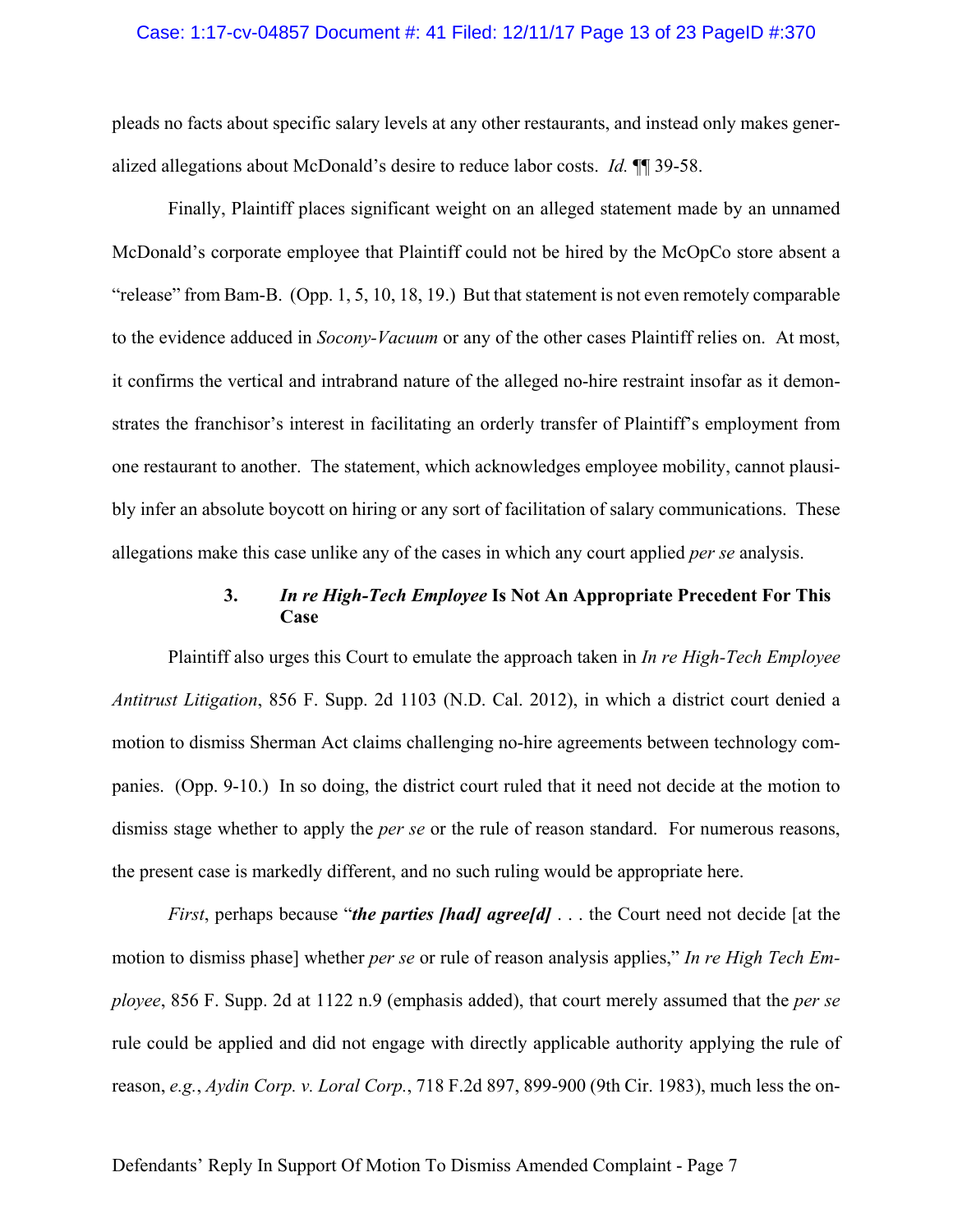pleads no facts about specific salary levels at any other restaurants, and instead only makes generalized allegations about McDonald's desire to reduce labor costs. *Id.* ¶¶ 39-58.

Finally, Plaintiff places significant weight on an alleged statement made by an unnamed McDonald's corporate employee that Plaintiff could not be hired by the McOpCo store absent a "release" from Bam-B. (Opp. 1, 5, 10, 18, 19.) But that statement is not even remotely comparable to the evidence adduced in *Socony-Vacuum* or any of the other cases Plaintiff relies on. At most, it confirms the vertical and intrabrand nature of the alleged no-hire restraint insofar as it demonstrates the franchisor's interest in facilitating an orderly transfer of Plaintiff's employment from one restaurant to another. The statement, which acknowledges employee mobility, cannot plausibly infer an absolute boycott on hiring or any sort of facilitation of salary communications. These allegations make this case unlike any of the cases in which any court applied *per se* analysis.

### 3. *In re High-Tech Employee* Is Not An Appropriate Precedent For This Case

Plaintiff also urges this Court to emulate the approach taken in *In re High-Tech Employee Antitrust Litigation*, 856 F. Supp. 2d 1103 (N.D. Cal. 2012), in which a district court denied a motion to dismiss Sherman Act claims challenging no-hire agreements between technology companies. (Opp. 9-10.) In so doing, the district court ruled that it need not decide at the motion to dismiss stage whether to apply the *per se* or the rule of reason standard. For numerous reasons, the present case is markedly different, and no such ruling would be appropriate here.

*First*, perhaps because "***the parties [had] agree[d]*** . . . the Court need not decide [at the motion to dismiss phase] whether *per se* or rule of reason analysis applies," *In re High Tech Employee*, 856 F. Supp. 2d at 1122 n.9 (emphasis added), that court merely assumed that the *per se* rule could be applied and did not engage with directly applicable authority applying the rule of reason, *e.g.*, *Aydin Corp. v. Loral Corp.*, 718 F.2d 897, 899-900 (9th Cir. 1983), much less the on-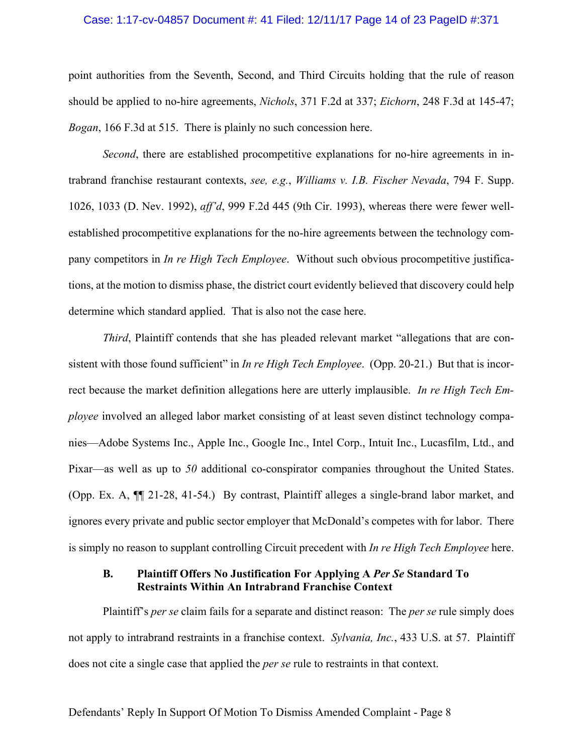point authorities from the Seventh, Second, and Third Circuits holding that the rule of reason should be applied to no-hire agreements, *Nichols*, 371 F.2d at 337; *Eichorn*, 248 F.3d at 145-47; *Bogan*, 166 F.3d at 515. There is plainly no such concession here.

*Second*, there are established procompetitive explanations for no-hire agreements in intrabrand franchise restaurant contexts, *see, e.g.*, *Williams v. I.B. Fischer Nevada*, 794 F. Supp. 1026, 1033 (D. Nev. 1992), *aff'd*, 999 F.2d 445 (9th Cir. 1993), whereas there were fewer well-established procompetitive explanations for the no-hire agreements between the technology company competitors in *In re High Tech Employee*. Without such obvious procompetitive justifications, at the motion to dismiss phase, the district court evidently believed that discovery could help determine which standard applied. That is also not the case here.

*Third*, Plaintiff contends that she has pleaded relevant market "allegations that are consistent with those found sufficient" in *In re High Tech Employee*. (Opp. 20-21.) But that is incorrect because the market definition allegations here are utterly implausible. *In re High Tech Employee* involved an alleged labor market consisting of at least seven distinct technology companies—Adobe Systems Inc., Apple Inc., Google Inc., Intel Corp., Intuit Inc., Lucasfilm, Ltd., and Pixar—as well as up to *50* additional co-conspirator companies throughout the United States. (Opp. Ex. A, ¶¶ 21-28, 41-54.) By contrast, Plaintiff alleges a single-brand labor market, and ignores every private and public sector employer that McDonald's competes with for labor. There is simply no reason to supplant controlling Circuit precedent with *In re High Tech Employee* here.

### B. Plaintiff Offers No Justification For Applying A *Per Se* Standard To Restraints Within An Intrabrand Franchise Context

Plaintiff's *per se* claim fails for a separate and distinct reason: The *per se* rule simply does not apply to intrabrand restraints in a franchise context. *Sylvania, Inc.*, 433 U.S. at 57. Plaintiff does not cite a single case that applied the *per se* rule to restraints in that context.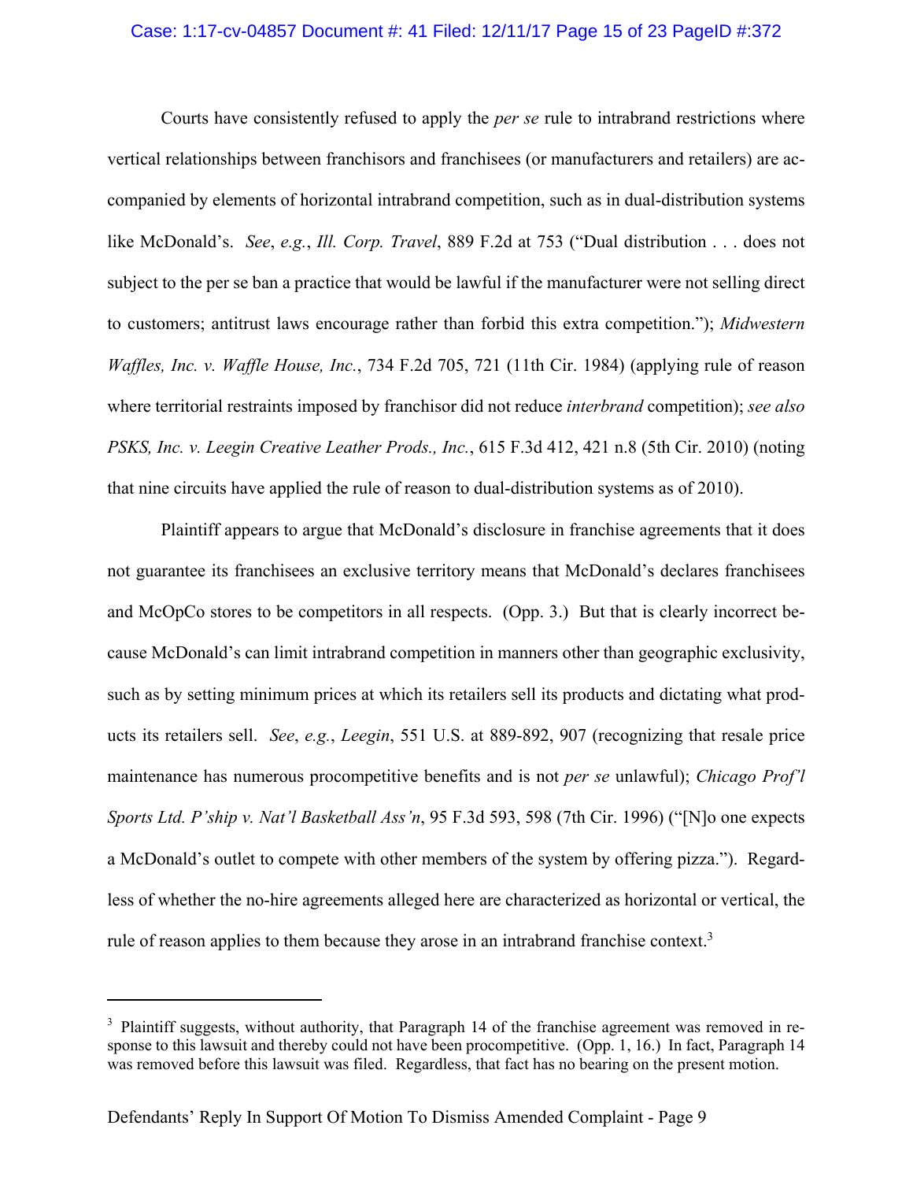Courts have consistently refused to apply the *per se* rule to intrabrand restrictions where vertical relationships between franchisors and franchisees (or manufacturers and retailers) are accompanied by elements of horizontal intrabrand competition, such as in dual-distribution systems like McDonald's. *See*, *e.g.*, *Ill. Corp. Travel*, 889 F.2d at 753 ("Dual distribution . . . does not subject to the per se ban a practice that would be lawful if the manufacturer were not selling direct to customers; antitrust laws encourage rather than forbid this extra competition."); *Midwestern Waffles, Inc. v. Waffle House, Inc.*, 734 F.2d 705, 721 (11th Cir. 1984) (applying rule of reason where territorial restraints imposed by franchisor did not reduce *interbrand* competition); *see also PSKS, Inc. v. Leegin Creative Leather Prods., Inc.*, 615 F.3d 412, 421 n.8 (5th Cir. 2010) (noting that nine circuits have applied the rule of reason to dual-distribution systems as of 2010).

Plaintiff appears to argue that McDonald's disclosure in franchise agreements that it does not guarantee its franchisees an exclusive territory means that McDonald's declares franchisees and McOpCo stores to be competitors in all respects. (Opp. 3.) But that is clearly incorrect because McDonald's can limit intrabrand competition in manners other than geographic exclusivity, such as by setting minimum prices at which its retailers sell its products and dictating what products its retailers sell. *See*, *e.g.*, *Leegin*, 551 U.S. at 889-892, 907 (recognizing that resale price maintenance has numerous procompetitive benefits and is not *per se* unlawful); *Chicago Prof'l Sports Ltd. P'ship v. Nat'l Basketball Ass'n*, 95 F.3d 593, 598 (7th Cir. 1996) ("[N]o one expects a McDonald's outlet to compete with other members of the system by offering pizza."). Regardless of whether the no-hire agreements alleged here are characterized as horizontal or vertical, the rule of reason applies to them because they arose in an intrabrand franchise context.[3]

---

[3] Plaintiff suggests, without authority, that Paragraph 14 of the franchise agreement was removed in response to this lawsuit and thereby could not have been procompetitive. (Opp. 1, 16.) In fact, Paragraph 14 was removed before this lawsuit was filed. Regardless, that fact has no bearing on the present motion.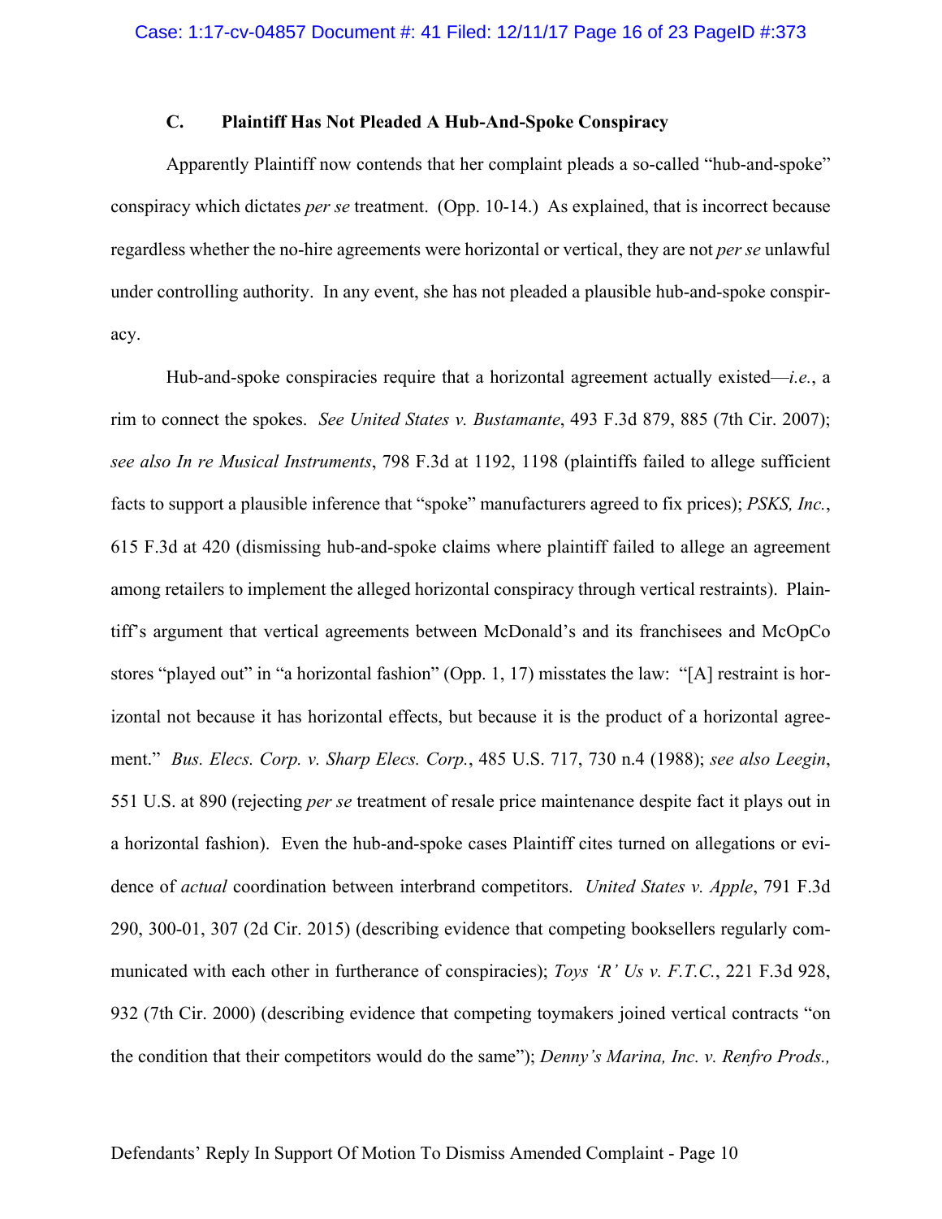### C. Plaintiff Has Not Pleaded A Hub-And-Spoke Conspiracy

Apparently Plaintiff now contends that her complaint pleads a so-called "hub-and-spoke" conspiracy which dictates *per se* treatment. (Opp. 10-14.) As explained, that is incorrect because regardless whether the no-hire agreements were horizontal or vertical, they are not *per se* unlawful under controlling authority. In any event, she has not pleaded a plausible hub-and-spoke conspiracy.

Hub-and-spoke conspiracies require that a horizontal agreement actually existed—*i.e.*, a rim to connect the spokes. *See United States v. Bustamante*, 493 F.3d 879, 885 (7th Cir. 2007); *see also In re Musical Instruments*, 798 F.3d at 1192, 1198 (plaintiffs failed to allege sufficient facts to support a plausible inference that "spoke" manufacturers agreed to fix prices); *PSKS, Inc.*, 615 F.3d at 420 (dismissing hub-and-spoke claims where plaintiff failed to allege an agreement among retailers to implement the alleged horizontal conspiracy through vertical restraints). Plaintiff's argument that vertical agreements between McDonald's and its franchisees and McOpCo stores "played out" in "a horizontal fashion" (Opp. 1, 17) misstates the law: "[A] restraint is horizontal not because it has horizontal effects, but because it is the product of a horizontal agreement." *Bus. Elecs. Corp. v. Sharp Elecs. Corp.*, 485 U.S. 717, 730 n.4 (1988); *see also Leegin*, 551 U.S. at 890 (rejecting *per se* treatment of resale price maintenance despite fact it plays out in a horizontal fashion). Even the hub-and-spoke cases Plaintiff cites turned on allegations or evidence of *actual* coordination between interbrand competitors. *United States v. Apple*, 791 F.3d 290, 300-01, 307 (2d Cir. 2015) (describing evidence that competing booksellers regularly communicated with each other in furtherance of conspiracies); *Toys 'R' Us v. F.T.C.*, 221 F.3d 928, 932 (7th Cir. 2000) (describing evidence that competing toymakers joined vertical contracts "on the condition that their competitors would do the same"); *Denny's Marina, Inc. v. Renfro Prods.,*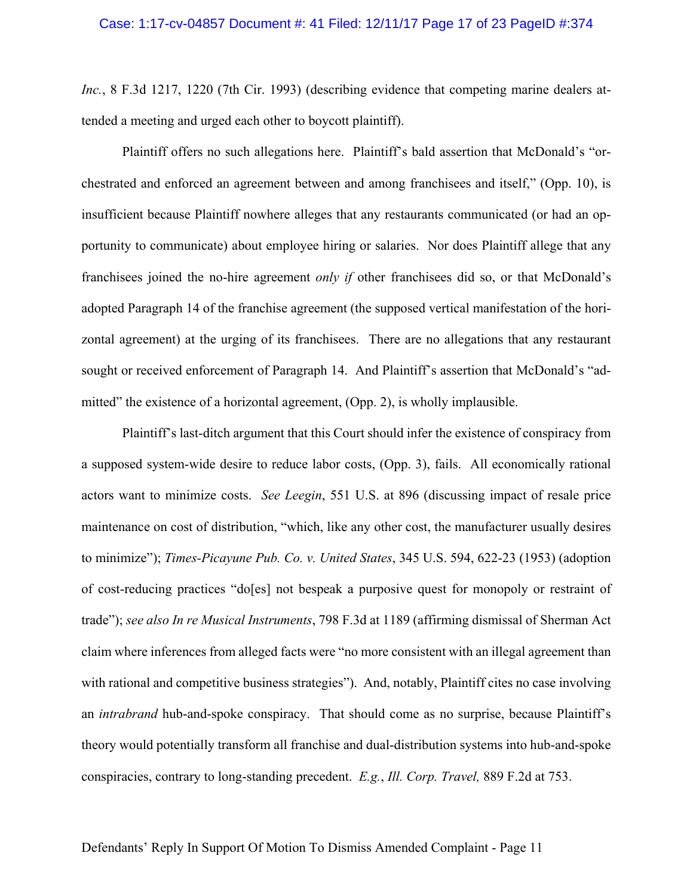*Inc.*, 8 F.3d 1217, 1220 (7th Cir. 1993) (describing evidence that competing marine dealers attended a meeting and urged each other to boycott plaintiff).

Plaintiff offers no such allegations here. Plaintiff's bald assertion that McDonald's "orchestrated and enforced an agreement between and among franchisees and itself," (Opp. 10), is insufficient because Plaintiff nowhere alleges that any restaurants communicated (or had an opportunity to communicate) about employee hiring or salaries. Nor does Plaintiff allege that any franchisees joined the no-hire agreement *only if* other franchisees did so, or that McDonald's adopted Paragraph 14 of the franchise agreement (the supposed vertical manifestation of the horizontal agreement) at the urging of its franchisees. There are no allegations that any restaurant sought or received enforcement of Paragraph 14. And Plaintiff's assertion that McDonald's "admitted" the existence of a horizontal agreement, (Opp. 2), is wholly implausible.

Plaintiff's last-ditch argument that this Court should infer the existence of conspiracy from a supposed system-wide desire to reduce labor costs, (Opp. 3), fails. All economically rational actors want to minimize costs. *See Leegin*, 551 U.S. at 896 (discussing impact of resale price maintenance on cost of distribution, "which, like any other cost, the manufacturer usually desires to minimize"); *Times-Picayune Pub. Co. v. United States*, 345 U.S. 594, 622-23 (1953) (adoption of cost-reducing practices "do[es] not bespeak a purposive quest for monopoly or restraint of trade"); *see also In re Musical Instruments*, 798 F.3d at 1189 (affirming dismissal of Sherman Act claim where inferences from alleged facts were "no more consistent with an illegal agreement than with rational and competitive business strategies"). And, notably, Plaintiff cites no case involving an *intrabrand* hub-and-spoke conspiracy. That should come as no surprise, because Plaintiff's theory would potentially transform all franchise and dual-distribution systems into hub-and-spoke conspiracies, contrary to long-standing precedent. *E.g.*, *Ill. Corp. Travel,* 889 F.2d at 753.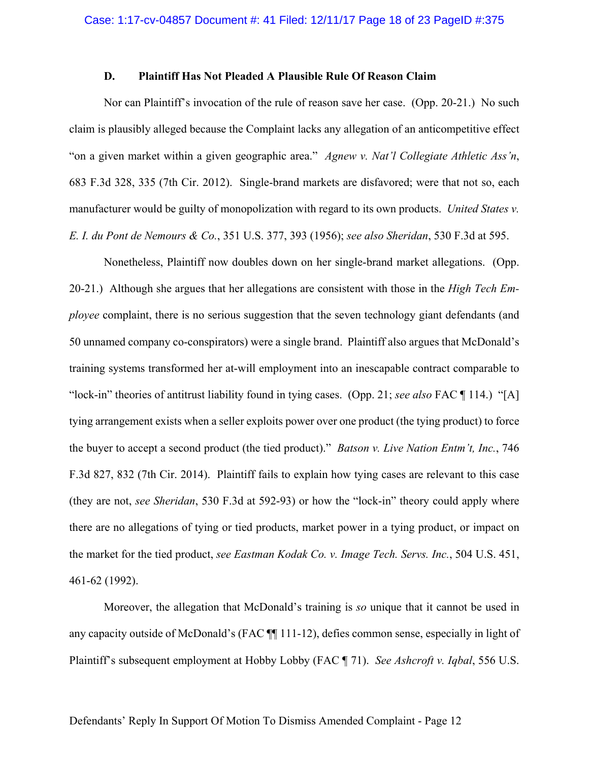### D. Plaintiff Has Not Pleaded A Plausible Rule Of Reason Claim

Nor can Plaintiff's invocation of the rule of reason save her case. (Opp. 20-21.) No such claim is plausibly alleged because the Complaint lacks any allegation of an anticompetitive effect "on a given market within a given geographic area." *Agnew v. Nat'l Collegiate Athletic Ass'n*, 683 F.3d 328, 335 (7th Cir. 2012). Single-brand markets are disfavored; were that not so, each manufacturer would be guilty of monopolization with regard to its own products. *United States v. E. I. du Pont de Nemours & Co.*, 351 U.S. 377, 393 (1956); *see also Sheridan*, 530 F.3d at 595.

Nonetheless, Plaintiff now doubles down on her single-brand market allegations. (Opp. 20-21.) Although she argues that her allegations are consistent with those in the *High Tech Employee* complaint, there is no serious suggestion that the seven technology giant defendants (and 50 unnamed company co-conspirators) were a single brand. Plaintiff also argues that McDonald's training systems transformed her at-will employment into an inescapable contract comparable to "lock-in" theories of antitrust liability found in tying cases. (Opp. 21; *see also* FAC ¶ 114.) "[A] tying arrangement exists when a seller exploits power over one product (the tying product) to force the buyer to accept a second product (the tied product)." *Batson v. Live Nation Entm't, Inc.*, 746 F.3d 827, 832 (7th Cir. 2014). Plaintiff fails to explain how tying cases are relevant to this case (they are not, *see Sheridan*, 530 F.3d at 592-93) or how the "lock-in" theory could apply where there are no allegations of tying or tied products, market power in a tying product, or impact on the market for the tied product, *see Eastman Kodak Co. v. Image Tech. Servs. Inc.*, 504 U.S. 451, 461-62 (1992).

Moreover, the allegation that McDonald's training is *so* unique that it cannot be used in any capacity outside of McDonald's (FAC ¶¶ 111-12), defies common sense, especially in light of Plaintiff's subsequent employment at Hobby Lobby (FAC ¶ 71). *See Ashcroft v. Iqbal*, 556 U.S.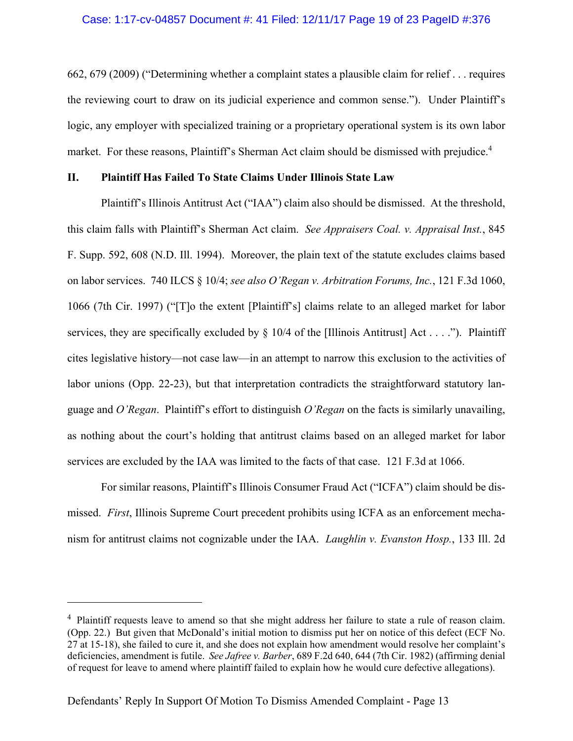662, 679 (2009) ("Determining whether a complaint states a plausible claim for relief . . . requires the reviewing court to draw on its judicial experience and common sense."). Under Plaintiff's logic, any employer with specialized training or a proprietary operational system is its own labor market. For these reasons, Plaintiff's Sherman Act claim should be dismissed with prejudice.[4]

## II. Plaintiff Has Failed To State Claims Under Illinois State Law

Plaintiff's Illinois Antitrust Act ("IAA") claim also should be dismissed. At the threshold, this claim falls with Plaintiff's Sherman Act claim. *See Appraisers Coal. v. Appraisal Inst.*, 845 F. Supp. 592, 608 (N.D. Ill. 1994). Moreover, the plain text of the statute excludes claims based on labor services. 740 ILCS § 10/4; *see also O'Regan v. Arbitration Forums, Inc.*, 121 F.3d 1060, 1066 (7th Cir. 1997) ("[T]o the extent [Plaintiff's] claims relate to an alleged market for labor services, they are specifically excluded by § 10/4 of the [Illinois Antitrust] Act . . . ."). Plaintiff cites legislative history—not case law—in an attempt to narrow this exclusion to the activities of labor unions (Opp. 22-23), but that interpretation contradicts the straightforward statutory language and *O'Regan*. Plaintiff's effort to distinguish *O'Regan* on the facts is similarly unavailing, as nothing about the court's holding that antitrust claims based on an alleged market for labor services are excluded by the IAA was limited to the facts of that case. 121 F.3d at 1066.

For similar reasons, Plaintiff's Illinois Consumer Fraud Act ("ICFA") claim should be dismissed. *First*, Illinois Supreme Court precedent prohibits using ICFA as an enforcement mechanism for antitrust claims not cognizable under the IAA. *Laughlin v. Evanston Hosp.*, 133 Ill. 2d

---

[4] Plaintiff requests leave to amend so that she might address her failure to state a rule of reason claim. (Opp. 22.) But given that McDonald's initial motion to dismiss put her on notice of this defect (ECF No. 27 at 15-18), she failed to cure it, and she does not explain how amendment would resolve her complaint's deficiencies, amendment is futile. *See Jafree v. Barber*, 689 F.2d 640, 644 (7th Cir. 1982) (affirming denial of request for leave to amend where plaintiff failed to explain how he would cure defective allegations).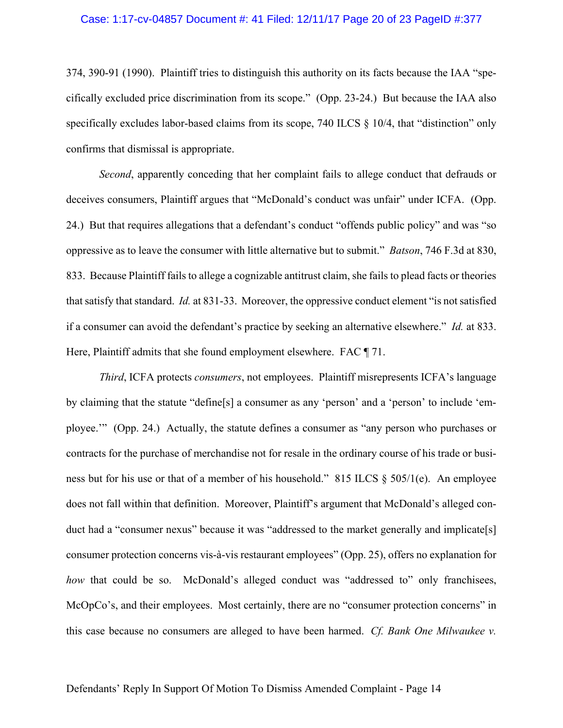374, 390-91 (1990). Plaintiff tries to distinguish this authority on its facts because the IAA "specifically excluded price discrimination from its scope." (Opp. 23-24.) But because the IAA also specifically excludes labor-based claims from its scope, 740 ILCS § 10/4, that "distinction" only confirms that dismissal is appropriate.

*Second*, apparently conceding that her complaint fails to allege conduct that defrauds or deceives consumers, Plaintiff argues that "McDonald's conduct was unfair" under ICFA. (Opp. 24.) But that requires allegations that a defendant's conduct "offends public policy" and was "so oppressive as to leave the consumer with little alternative but to submit." *Batson*, 746 F.3d at 830, 833. Because Plaintiff fails to allege a cognizable antitrust claim, she fails to plead facts or theories that satisfy that standard. *Id.* at 831-33. Moreover, the oppressive conduct element "is not satisfied if a consumer can avoid the defendant's practice by seeking an alternative elsewhere." *Id.* at 833. Here, Plaintiff admits that she found employment elsewhere. FAC ¶ 71.

*Third*, ICFA protects *consumers*, not employees. Plaintiff misrepresents ICFA's language by claiming that the statute "define[s] a consumer as any 'person' and a 'person' to include 'employee.'" (Opp. 24.) Actually, the statute defines a consumer as "any person who purchases or contracts for the purchase of merchandise not for resale in the ordinary course of his trade or business but for his use or that of a member of his household." 815 ILCS § 505/1(e). An employee does not fall within that definition. Moreover, Plaintiff's argument that McDonald's alleged conduct had a "consumer nexus" because it was "addressed to the market generally and implicate[s] consumer protection concerns vis-à-vis restaurant employees" (Opp. 25), offers no explanation for *how* that could be so. McDonald's alleged conduct was "addressed to" only franchisees, McOpCo's, and their employees. Most certainly, there are no "consumer protection concerns" in this case because no consumers are alleged to have been harmed. *Cf. Bank One Milwaukee v.*

Defendants' Reply In Support Of Motion To Dismiss Amended Complaint - Page 14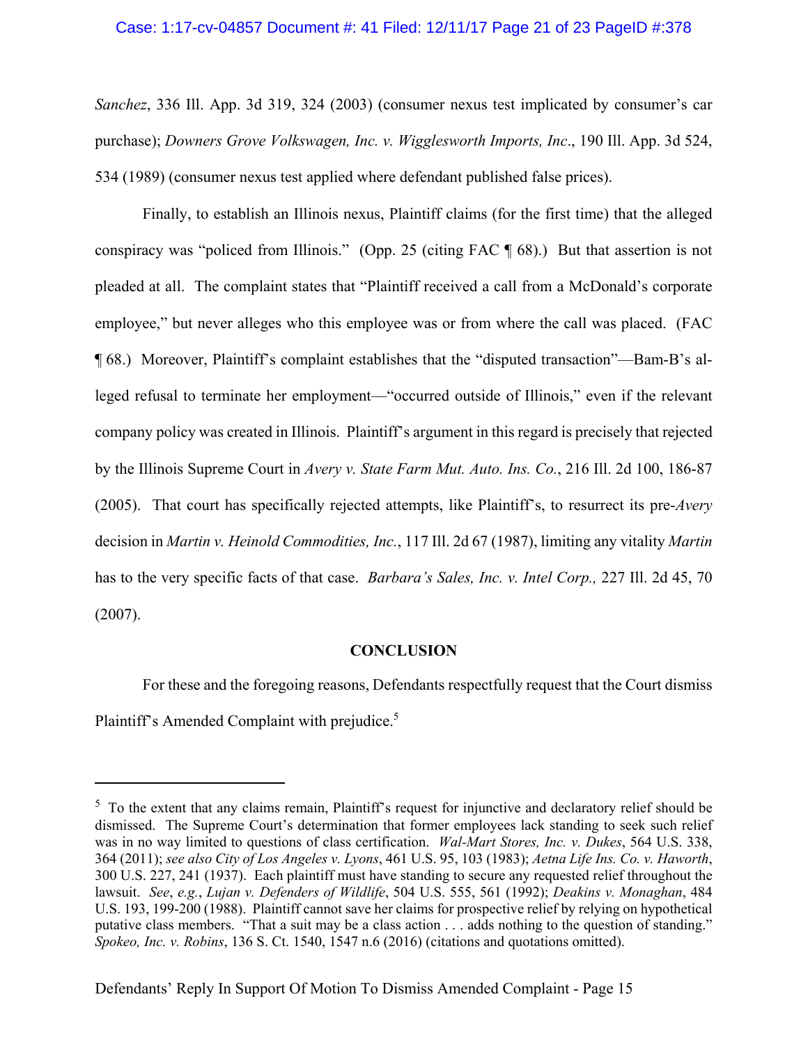*Sanchez*, 336 Ill. App. 3d 319, 324 (2003) (consumer nexus test implicated by consumer's car purchase); *Downers Grove Volkswagen, Inc. v. Wigglesworth Imports, Inc*., 190 Ill. App. 3d 524, 534 (1989) (consumer nexus test applied where defendant published false prices).

Finally, to establish an Illinois nexus, Plaintiff claims (for the first time) that the alleged conspiracy was "policed from Illinois." (Opp. 25 (citing FAC ¶ 68).) But that assertion is not pleaded at all. The complaint states that "Plaintiff received a call from a McDonald's corporate employee," but never alleges who this employee was or from where the call was placed. (FAC ¶ 68.) Moreover, Plaintiff's complaint establishes that the "disputed transaction"—Bam-B's alleged refusal to terminate her employment—"occurred outside of Illinois," even if the relevant company policy was created in Illinois. Plaintiff's argument in this regard is precisely that rejected by the Illinois Supreme Court in *Avery v. State Farm Mut. Auto. Ins. Co.*, 216 Ill. 2d 100, 186-87 (2005). That court has specifically rejected attempts, like Plaintiff's, to resurrect its pre-*Avery* decision in *Martin v. Heinold Commodities, Inc.*, 117 Ill. 2d 67 (1987), limiting any vitality *Martin* has to the very specific facts of that case. *Barbara's Sales, Inc. v. Intel Corp.,* 227 Ill. 2d 45, 70 (2007).

**CONCLUSION**

For these and the foregoing reasons, Defendants respectfully request that the Court dismiss Plaintiff's Amended Complaint with prejudice.[5]

---

[5] To the extent that any claims remain, Plaintiff's request for injunctive and declaratory relief should be dismissed. The Supreme Court's determination that former employees lack standing to seek such relief was in no way limited to questions of class certification. *Wal-Mart Stores, Inc. v. Dukes*, 564 U.S. 338, 364 (2011); *see also City of Los Angeles v. Lyons*, 461 U.S. 95, 103 (1983); *Aetna Life Ins. Co. v. Haworth*, 300 U.S. 227, 241 (1937). Each plaintiff must have standing to secure any requested relief throughout the lawsuit. *See*, *e.g.*, *Lujan v. Defenders of Wildlife*, 504 U.S. 555, 561 (1992); *Deakins v. Monaghan*, 484 U.S. 193, 199-200 (1988). Plaintiff cannot save her claims for prospective relief by relying on hypothetical putative class members. "That a suit may be a class action . . . adds nothing to the question of standing." *Spokeo, Inc. v. Robins*, 136 S. Ct. 1540, 1547 n.6 (2016) (citations and quotations omitted).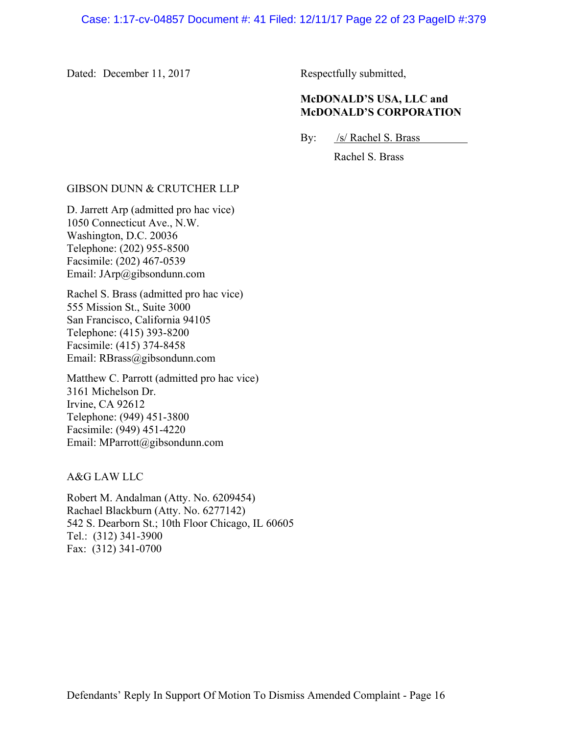Dated: December 11, 2017

Respectfully submitted,

**McDONALD'S USA, LLC and McDONALD'S CORPORATION**

By: /s/ Rachel S. Brass

Rachel S. Brass

GIBSON DUNN & CRUTCHER LLP

D. Jarrett Arp (admitted pro hac vice)
1050 Connecticut Ave., N.W.
Washington, D.C. 20036
Telephone: (202) 955-8500
Facsimile: (202) 467-0539
Email: JArp@gibsondunn.com

Rachel S. Brass (admitted pro hac vice)
555 Mission St., Suite 3000
San Francisco, California 94105
Telephone: (415) 393-8200
Facsimile: (415) 374-8458
Email: RBrass@gibsondunn.com

Matthew C. Parrott (admitted pro hac vice)
3161 Michelson Dr.
Irvine, CA 92612
Telephone: (949) 451-3800
Facsimile: (949) 451-4220
Email: MParrott@gibsondunn.com

A&G LAW LLC

Robert M. Andalman (Atty. No. 6209454)
Rachael Blackburn (Atty. No. 6277142)
542 S. Dearborn St.; 10th Floor Chicago, IL 60605
Tel.: (312) 341-3900
Fax: (312) 341-0700

Defendants' Reply In Support Of Motion To Dismiss Amended Complaint - Page 16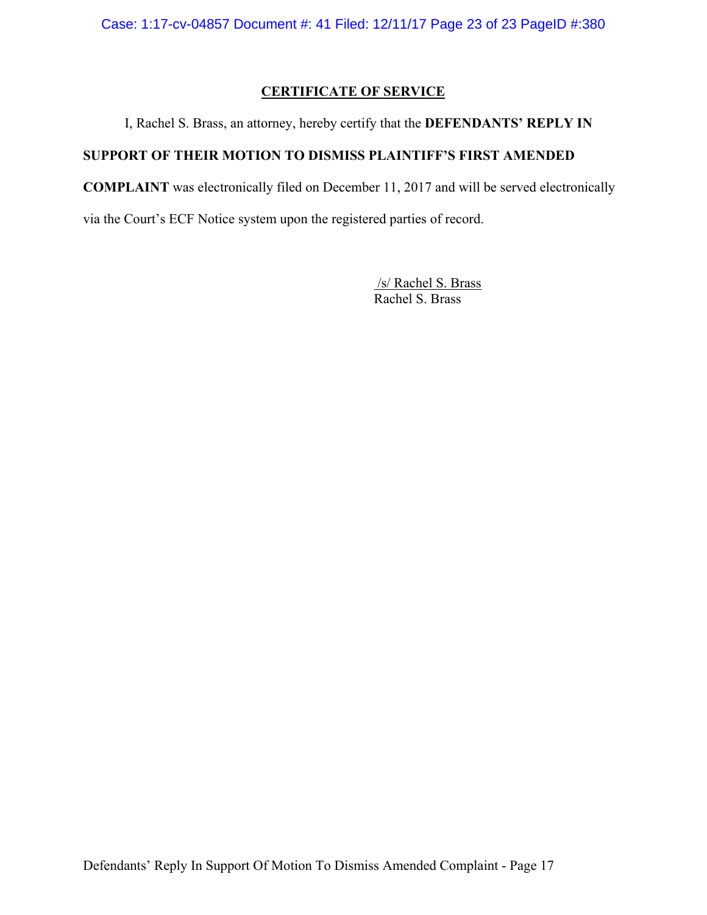## CERTIFICATE OF SERVICE

I, Rachel S. Brass, an attorney, hereby certify that the **DEFENDANTS' REPLY IN SUPPORT OF THEIR MOTION TO DISMISS PLAINTIFF'S FIRST AMENDED COMPLAINT** was electronically filed on December 11, 2017 and will be served electronically via the Court's ECF Notice system upon the registered parties of record.

/s/ Rachel S. Brass
Rachel S. Brass